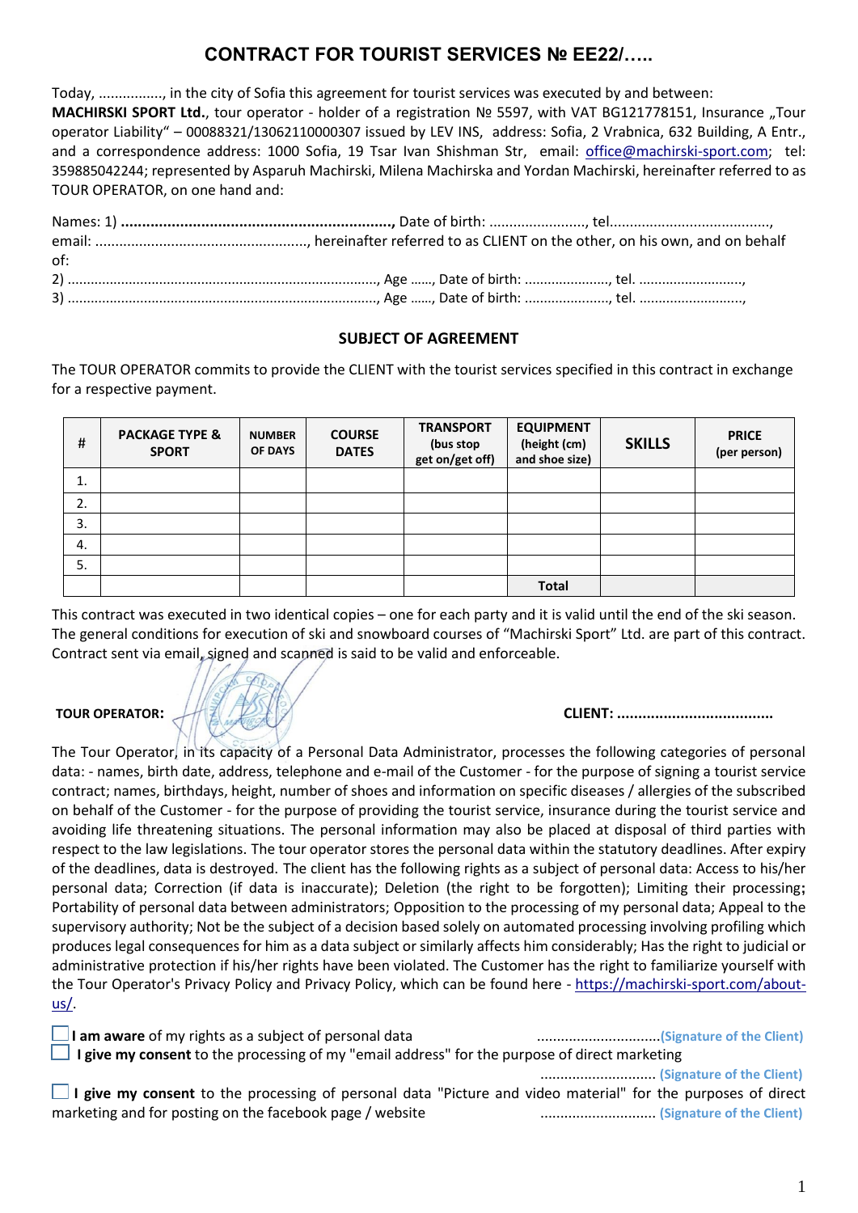# CONTRACT FOR TOURIST SERVICES № EE22/…..

Today, ................, in the city of Sofia this agreement for tourist services was executed by and between:
**MACHIRSKI SPORT Ltd.**, tour operator - holder of a registration № 5597, with VAT BG121778151, Insurance „Tour operator Liability" – 00088321/13062110000307 issued by LEV INS, address: Sofia, 2 Vrabnica, 632 Building, A Entr., and a correspondence address: 1000 Sofia, 19 Tsar Ivan Shishman Str, email: office@machirski-sport.com; tel: 359885042244; represented by Asparuh Machirski, Milena Machirska and Yordan Machirski, hereinafter referred to as TOUR OPERATOR, on one hand and:

Names: 1) **................................................................,** Date of birth: ........................, tel........................................, email: ....................................................., hereinafter referred to as CLIENT on the other, on his own, and on behalf of:
2) ................................................................................, Age ……, Date of birth: ......................, tel. ...........................,
3) ................................................................................, Age ……, Date of birth: ......................, tel. ...........................,

## SUBJECT OF AGREEMENT

The TOUR OPERATOR commits to provide the CLIENT with the tourist services specified in this contract in exchange for a respective payment.

| # | PACKAGE TYPE & SPORT | NUMBER OF DAYS | COURSE DATES | TRANSPORT (bus stop get on/get off) | EQUIPMENT (height (cm) and shoe size) | SKILLS | PRICE (per person) |
|---|---|---|---|---|---|---|---|
| 1. | | | | | | | |
| 2. | | | | | | | |
| 3. | | | | | | | |
| 4. | | | | | | | |
| 5. | | | | | | | |
| | | | | | Total | | |

This contract was executed in two identical copies – one for each party and it is valid until the end of the ski season.
The general conditions for execution of ski and snowboard courses of "Machirski Sport" Ltd. are part of this contract.
Contract sent via email, signed and scanned is said to be valid and enforceable.

**TOUR OPERATOR:** **CLIENT: ....................................**

The Tour Operator, in its capacity of a Personal Data Administrator, processes the following categories of personal data: - names, birth date, address, telephone and e-mail of the Customer - for the purpose of signing a tourist service contract; names, birthdays, height, number of shoes and information on specific diseases / allergies of the subscribed on behalf of the Customer - for the purpose of providing the tourist service, insurance during the tourist service and avoiding life threatening situations. The personal information may also be placed at disposal of third parties with respect to the law legislations. The tour operator stores the personal data within the statutory deadlines. After expiry of the deadlines, data is destroyed. The client has the following rights as a subject of personal data: Access to his/her personal data; Correction (if data is inaccurate); Deletion (the right to be forgotten); Limiting their processing**;** Portability of personal data between administrators; Opposition to the processing of my personal data; Appeal to the supervisory authority; Not be the subject of a decision based solely on automated processing involving profiling which produces legal consequences for him as a data subject or similarly affects him considerably; Has the right to judicial or administrative protection if his/her rights have been violated. The Customer has the right to familiarize yourself with the Tour Operator's Privacy Policy and Privacy Policy, which can be found here - https://machirski-sport.com/about-us/.

☐ **I am aware** of my rights as a subject of personal data ..............................**(Signature of the Client)**

☐ **I give my consent** to the processing of my "email address" for the purpose of direct marketing ............................ **(Signature of the Client)**

☐ **I give my consent** to the processing of personal data "Picture and video material" for the purposes of direct marketing and for posting on the facebook page / website ............................ **(Signature of the Client)**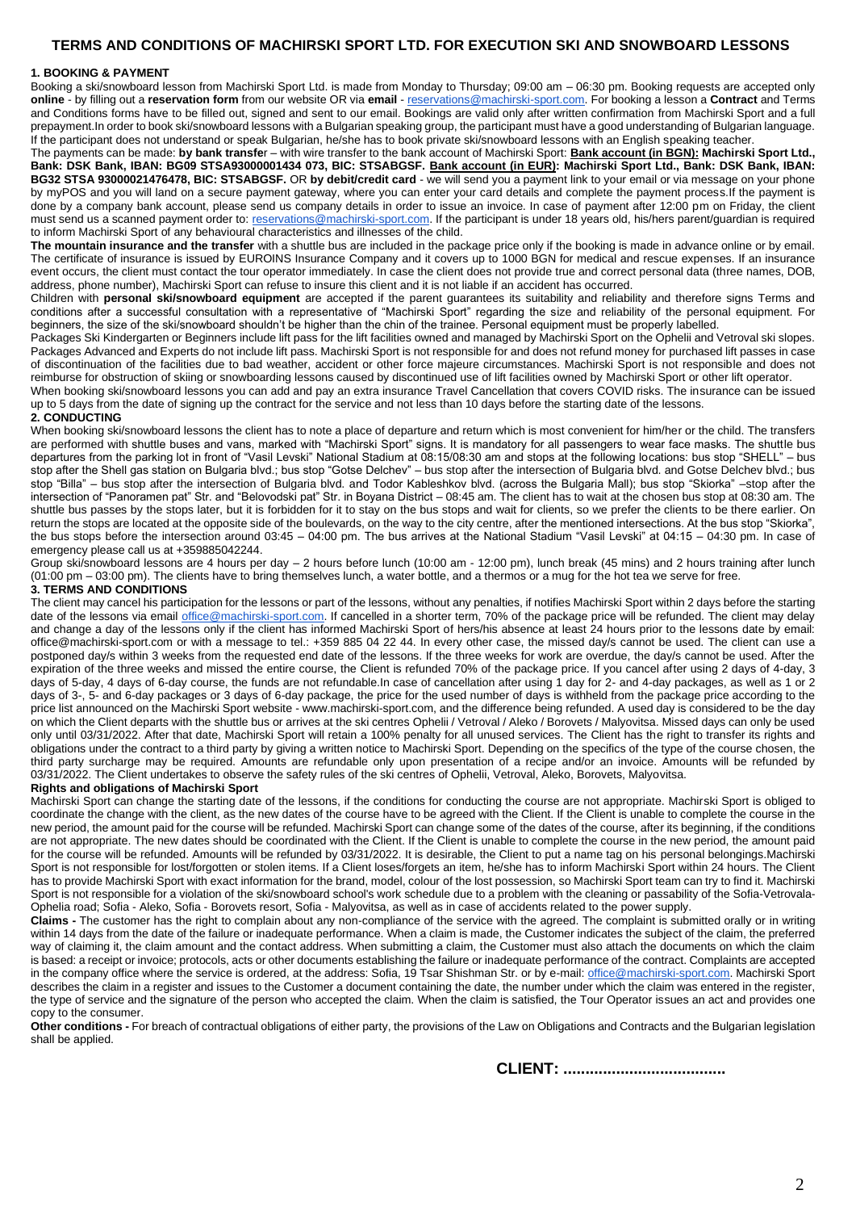# TERMS AND CONDITIONS OF MACHIRSKI SPORT LTD. FOR EXECUTION SKI AND SNOWBOARD LESSONS

## 1. BOOKING & PAYMENT

Booking a ski/snowboard lesson from Machirski Sport Ltd. is made from Monday to Thursday; 09:00 am – 06:30 pm. Booking requests are accepted only **online** - by filling out a **reservation form** from our website OR via **email** - reservations@machirski-sport.com. For booking a lesson a **Contract** and Terms and Conditions forms have to be filled out, signed and sent to our email. Bookings are valid only after written confirmation from Machirski Sport and a full prepayment.In order to book ski/snowboard lessons with a Bulgarian speaking group, the participant must have a good understanding of Bulgarian language. If the participant does not understand or speak Bulgarian, he/she has to book private ski/snowboard lessons with an English speaking teacher.

The payments can be made: **by bank transfe**r – with wire transfer to the bank account of Machirski Sport: **Bank account (in BGN): Machirski Sport Ltd., Bank: DSK Bank, IBAN: BG09 STSA93000001434 073, BIC: STSABGSF. Bank account (in EUR): Machirski Sport Ltd., Bank: DSK Bank, IBAN: BG32 STSA 93000021476478, BIC: STSABGSF.** OR **by debit/credit card** - we will send you a payment link to your email or via message on your phone by myPOS and you will land on a secure payment gateway, where you can enter your card details and complete the payment process.If the payment is done by a company bank account, please send us company details in order to issue an invoice. In case of payment after 12:00 pm on Friday, the client must send us a scanned payment order to: reservations@machirski-sport.com. If the participant is under 18 years old, his/hers parent/guardian is required to inform Machirski Sport of any behavioural characteristics and illnesses of the child.

**The mountain insurance and the transfer** with a shuttle bus are included in the package price only if the booking is made in advance online or by email. The certificate of insurance is issued by EUROINS Insurance Company and it covers up to 1000 BGN for medical and rescue expenses. If an insurance event occurs, the client must contact the tour operator immediately. In case the client does not provide true and correct personal data (three names, DOB, address, phone number), Machirski Sport can refuse to insure this client and it is not liable if an accident has occurred.

Children with **personal ski/snowboard equipment** are accepted if the parent guarantees its suitability and reliability and therefore signs Terms and conditions after a successful consultation with a representative of "Machirski Sport" regarding the size and reliability of the personal equipment. For beginners, the size of the ski/snowboard shouldn't be higher than the chin of the trainee. Personal equipment must be properly labelled.

Packages Ski Kindergarten or Beginners include lift pass for the lift facilities owned and managed by Machirski Sport on the Ophelii and Vetroval ski slopes. Packages Advanced and Experts do not include lift pass. Machirski Sport is not responsible for and does not refund money for purchased lift passes in case of discontinuation of the facilities due to bad weather, accident or other force majeure circumstances. Machirski Sport is not responsible and does not reimburse for obstruction of skiing or snowboarding lessons caused by discontinued use of lift facilities owned by Machirski Sport or other lift operator.

When booking ski/snowboard lessons you can add and pay an extra insurance Travel Cancellation that covers COVID risks. The insurance can be issued up to 5 days from the date of signing up the contract for the service and not less than 10 days before the starting date of the lessons.

## 2. CONDUCTING

When booking ski/snowboard lessons the client has to note a place of departure and return which is most convenient for him/her or the child. The transfers are performed with shuttle buses and vans, marked with "Machirski Sport" signs. It is mandatory for all passengers to wear face masks. The shuttle bus departures from the parking lot in front of "Vasil Levski" National Stadium at 08:15/08:30 am and stops at the following locations: bus stop "SHELL" – bus stop after the Shell gas station on Bulgaria blvd.; bus stop "Gotse Delchev" – bus stop after the intersection of Bulgaria blvd. and Gotse Delchev blvd.; bus stop "Billa" – bus stop after the intersection of Bulgaria blvd. and Todor Kableshkov blvd. (across the Bulgaria Mall); bus stop "Skiorka" –stop after the intersection of "Panoramen pat" Str. and "Belovodski pat" Str. in Boyana District – 08:45 am. The client has to wait at the chosen bus stop at 08:30 am. The shuttle bus passes by the stops later, but it is forbidden for it to stay on the bus stops and wait for clients, so we prefer the clients to be there earlier. On return the stops are located at the opposite side of the boulevards, on the way to the city centre, after the mentioned intersections. At the bus stop "Skiorka", the bus stops before the intersection around 03:45 – 04:00 pm. The bus arrives at the National Stadium "Vasil Levski" at 04:15 – 04:30 pm. In case of emergency please call us at +359885042244.

Group ski/snowboard lessons are 4 hours per day – 2 hours before lunch (10:00 am - 12:00 pm), lunch break (45 mins) and 2 hours training after lunch (01:00 pm – 03:00 pm). The clients have to bring themselves lunch, a water bottle, and a thermos or a mug for the hot tea we serve for free.

## 3. TERMS AND CONDITIONS

The client may cancel his participation for the lessons or part of the lessons, without any penalties, if notifies Machirski Sport within 2 days before the starting date of the lessons via email office@machirski-sport.com. If cancelled in a shorter term, 70% of the package price will be refunded. The client may delay and change a day of the lessons only if the client has informed Machirski Sport of hers/his absence at least 24 hours prior to the lessons date by email: office@machirski-sport.com or with a message to tel.: +359 885 04 22 44. In every other case, the missed day/s cannot be used. The client can use a postponed day/s within 3 weeks from the requested end date of the lessons. If the three weeks for work are overdue, the day/s cannot be used. After the expiration of the three weeks and missed the entire course, the Client is refunded 70% of the package price. If you cancel after using 2 days of 4-day, 3 days of 5-day, 4 days of 6-day course, the funds are not refundable.In case of cancellation after using 1 day for 2- and 4-day packages, as well as 1 or 2 days of 3-, 5- and 6-day packages or 3 days of 6-day package, the price for the used number of days is withheld from the package price according to the price list announced on the Machirski Sport website - www.machirski-sport.com, and the difference being refunded. A used day is considered to be the day on which the Client departs with the shuttle bus or arrives at the ski centres Ophelii / Vetroval / Aleko / Borovets / Malyovitsa. Missed days can only be used only until 03/31/2022. After that date, Machirski Sport will retain a 100% penalty for all unused services. The Client has the right to transfer its rights and obligations under the contract to a third party by giving a written notice to Machirski Sport. Depending on the specifics of the type of the course chosen, the third party surcharge may be required. Amounts are refundable only upon presentation of a recipe and/or an invoice. Amounts will be refunded by 03/31/2022. The Client undertakes to observe the safety rules of the ski centres of Ophelii, Vetroval, Aleko, Borovets, Malyovitsa.

### Rights and obligations of Machirski Sport

Machirski Sport can change the starting date of the lessons, if the conditions for conducting the course are not appropriate. Machirski Sport is obliged to coordinate the change with the client, as the new dates of the course have to be agreed with the Client. If the Client is unable to complete the course in the new period, the amount paid for the course will be refunded. Machirski Sport can change some of the dates of the course, after its beginning, if the conditions are not appropriate. The new dates should be coordinated with the Client. If the Client is unable to complete the course in the new period, the amount paid for the course will be refunded. Amounts will be refunded by 03/31/2022. It is desirable, the Client to put a name tag on his personal belongings.Machirski Sport is not responsible for lost/forgotten or stolen items. If a Client loses/forgets an item, he/she has to inform Machirski Sport within 24 hours. The Client has to provide Machirski Sport with exact information for the brand, model, colour of the lost possession, so Machirski Sport team can try to find it. Machirski Sport is not responsible for a violation of the ski/snowboard school's work schedule due to a problem with the cleaning or passability of the Sofia-Vetrovala-Ophelia road; Sofia - Aleko, Sofia - Borovets resort, Sofia - Malyovitsa, as well as in case of accidents related to the power supply.

**Claims -** The customer has the right to complain about any non-compliance of the service with the agreed. The complaint is submitted orally or in writing within 14 days from the date of the failure or inadequate performance. When a claim is made, the Customer indicates the subject of the claim, the preferred way of claiming it, the claim amount and the contact address. When submitting a claim, the Customer must also attach the documents on which the claim is based: a receipt or invoice; protocols, acts or other documents establishing the failure or inadequate performance of the contract. Complaints are accepted in the company office where the service is ordered, at the address: Sofia, 19 Tsar Shishman Str. or by e-mail: office@machirski-sport.com. Machirski Sport describes the claim in a register and issues to the Customer a document containing the date, the number under which the claim was entered in the register, the type of service and the signature of the person who accepted the claim. When the claim is satisfied, the Tour Operator issues an act and provides one copy to the consumer.

**Other conditions -** For breach of contractual obligations of either party, the provisions of the Law on Obligations and Contracts and the Bulgarian legislation shall be applied.

**CLIENT: ....................................**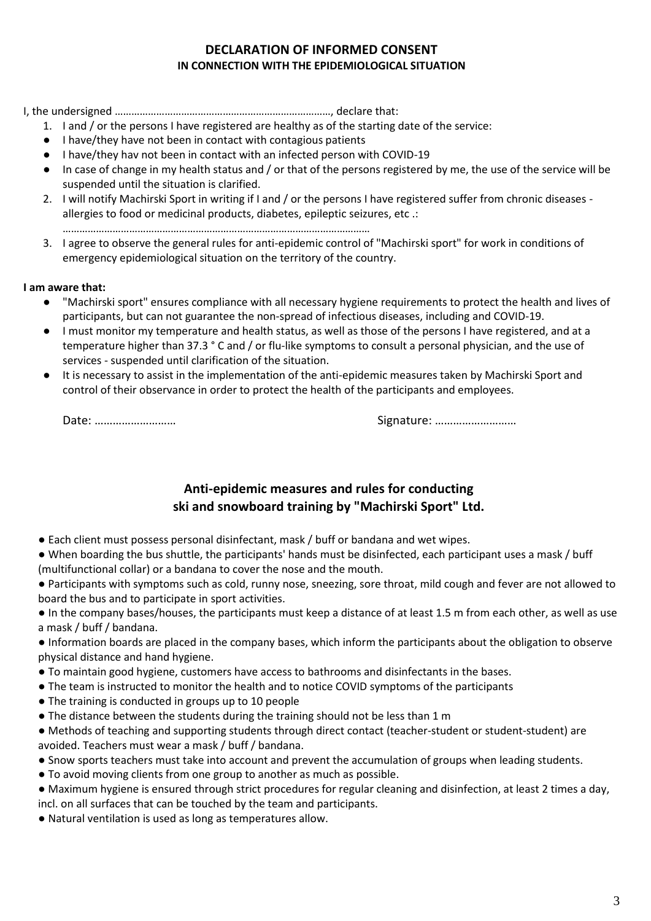## DECLARATION OF INFORMED CONSENT
### IN CONNECTION WITH THE EPIDEMIOLOGICAL SITUATION

I, the undersigned ……………………………………………………………………, declare that:

1. I and / or the persons I have registered are healthy as of the starting date of the service:
   - I have/they have not been in contact with contagious patients
   - I have/they hav not been in contact with an infected person with COVID-19
   - In case of change in my health status and / or that of the persons registered by me, the use of the service will be suspended until the situation is clarified.
2. I will notify Machirski Sport in writing if I and / or the persons I have registered suffer from chronic diseases - allergies to food or medicinal products, diabetes, epileptic seizures, etc .: ……………………………………………………………………………………………
3. I agree to observe the general rules for anti-epidemic control of "Machirski sport" for work in conditions of emergency epidemiological situation on the territory of the country.

**I am aware that:**

- "Machirski sport" ensures compliance with all necessary hygiene requirements to protect the health and lives of participants, but can not guarantee the non-spread of infectious diseases, including and COVID-19.
- I must monitor my temperature and health status, as well as those of the persons I have registered, and at a temperature higher than 37.3 ° C and / or flu-like symptoms to consult a personal physician, and the use of services - suspended until clarification of the situation.
- It is necessary to assist in the implementation of the anti-epidemic measures taken by Machirski Sport and control of their observance in order to protect the health of the participants and employees.

Date: ……………………… Signature: ………………………

## Anti-epidemic measures and rules for conducting ski and snowboard training by "Machirski Sport" Ltd.

- Each client must possess personal disinfectant, mask / buff or bandana and wet wipes.
- When boarding the bus shuttle, the participants' hands must be disinfected, each participant uses a mask / buff (multifunctional collar) or a bandana to cover the nose and the mouth.
- Participants with symptoms such as cold, runny nose, sneezing, sore throat, mild cough and fever are not allowed to board the bus and to participate in sport activities.
- In the company bases/houses, the participants must keep a distance of at least 1.5 m from each other, as well as use a mask / buff / bandana.
- Information boards are placed in the company bases, which inform the participants about the obligation to observe physical distance and hand hygiene.
- To maintain good hygiene, customers have access to bathrooms and disinfectants in the bases.
- The team is instructed to monitor the health and to notice COVID symptoms of the participants
- The training is conducted in groups up to 10 people
- The distance between the students during the training should not be less than 1 m
- Methods of teaching and supporting students through direct contact (teacher-student or student-student) are avoided. Teachers must wear a mask / buff / bandana.
- Snow sports teachers must take into account and prevent the accumulation of groups when leading students.
- To avoid moving clients from one group to another as much as possible.
- Maximum hygiene is ensured through strict procedures for regular cleaning and disinfection, at least 2 times a day, incl. on all surfaces that can be touched by the team and participants.
- Natural ventilation is used as long as temperatures allow.